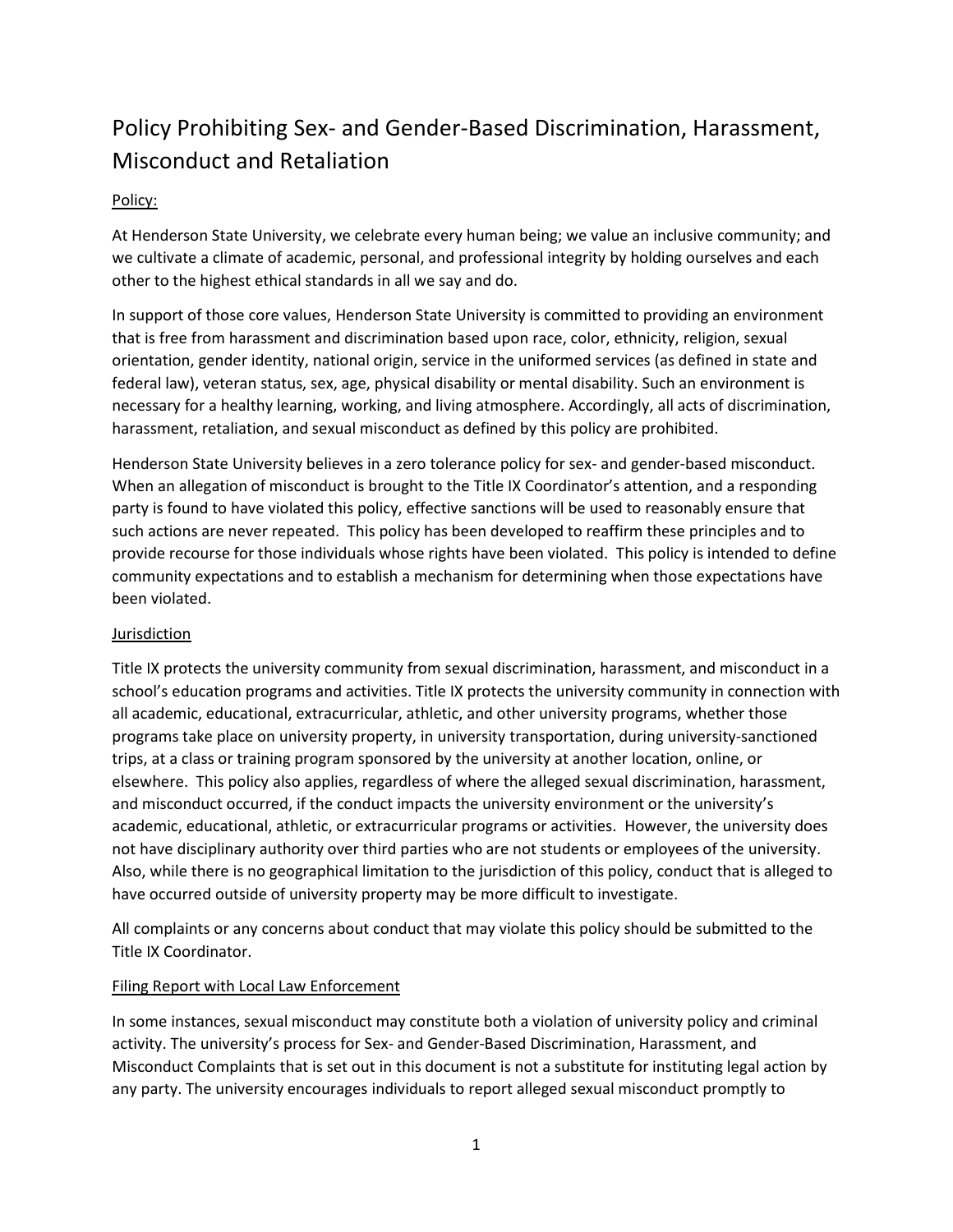# Policy Prohibiting Sex- and Gender-Based Discrimination, Harassment, Misconduct and Retaliation

## Policy:

At Henderson State University, we celebrate every human being; we value an inclusive community; and we cultivate a climate of academic, personal, and professional integrity by holding ourselves and each other to the highest ethical standards in all we say and do.

In support of those core values, Henderson State University is committed to providing an environment that is free from harassment and discrimination based upon race, color, ethnicity, religion, sexual orientation, gender identity, national origin, service in the uniformed services (as defined in state and federal law), veteran status, sex, age, physical disability or mental disability. Such an environment is necessary for a healthy learning, working, and living atmosphere. Accordingly, all acts of discrimination, harassment, retaliation, and sexual misconduct as defined by this policy are prohibited.

Henderson State University believes in a zero tolerance policy for sex- and gender-based misconduct. When an allegation of misconduct is brought to the Title IX Coordinator's attention, and a responding party is found to have violated this policy, effective sanctions will be used to reasonably ensure that such actions are never repeated. This policy has been developed to reaffirm these principles and to provide recourse for those individuals whose rights have been violated. This policy is intended to define community expectations and to establish a mechanism for determining when those expectations have been violated.

## Jurisdiction

Title IX protects the university community from sexual discrimination, harassment, and misconduct in a school's education programs and activities. Title IX protects the university community in connection with all academic, educational, extracurricular, athletic, and other university programs, whether those programs take place on university property, in university transportation, during university-sanctioned trips, at a class or training program sponsored by the university at another location, online, or elsewhere. This policy also applies, regardless of where the alleged sexual discrimination, harassment, and misconduct occurred, if the conduct impacts the university environment or the university's academic, educational, athletic, or extracurricular programs or activities. However, the university does not have disciplinary authority over third parties who are not students or employees of the university. Also, while there is no geographical limitation to the jurisdiction of this policy, conduct that is alleged to have occurred outside of university property may be more difficult to investigate.

All complaints or any concerns about conduct that may violate this policy should be submitted to the Title IX Coordinator.

## Filing Report with Local Law Enforcement

In some instances, sexual misconduct may constitute both a violation of university policy and criminal activity. The university's process for Sex- and Gender-Based Discrimination, Harassment, and Misconduct Complaints that is set out in this document is not a substitute for instituting legal action by any party. The university encourages individuals to report alleged sexual misconduct promptly to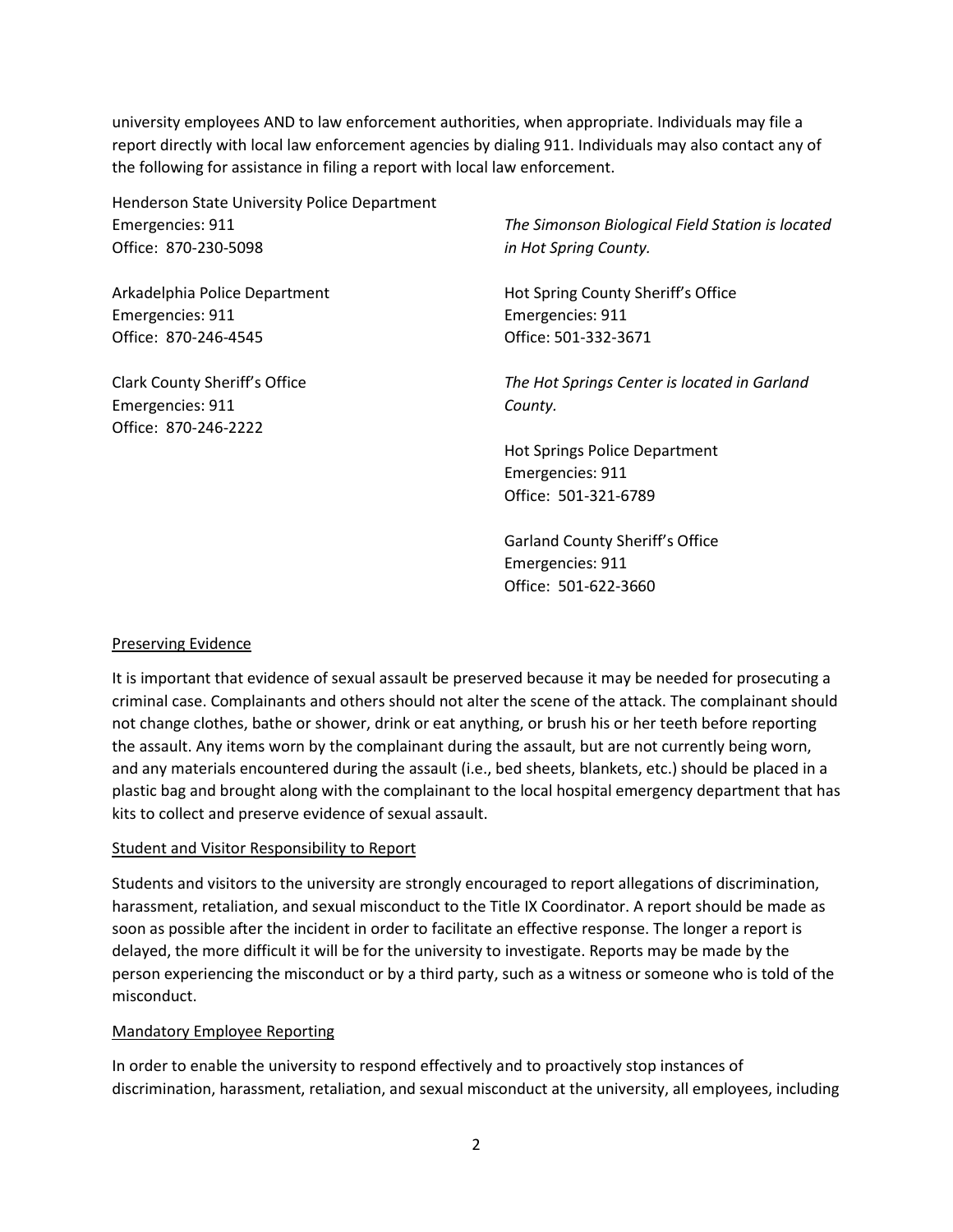university employees AND to law enforcement authorities, when appropriate. Individuals may file a report directly with local law enforcement agencies by dialing 911. Individuals may also contact any of the following for assistance in filing a report with local law enforcement.

Henderson State University Police Department
Emergencies: 911
Office: 870-230-5098

Arkadelphia Police Department
Emergencies: 911
Office: 870-246-4545

Clark County Sheriff's Office
Emergencies: 911
Office: 870-246-2222

*The Simonson Biological Field Station is located in Hot Spring County.*

Hot Spring County Sheriff's Office
Emergencies: 911
Office: 501-332-3671

*The Hot Springs Center is located in Garland County.*

Hot Springs Police Department
Emergencies: 911
Office: 501-321-6789

Garland County Sheriff's Office
Emergencies: 911
Office: 501-622-3660

## Preserving Evidence

It is important that evidence of sexual assault be preserved because it may be needed for prosecuting a criminal case. Complainants and others should not alter the scene of the attack. The complainant should not change clothes, bathe or shower, drink or eat anything, or brush his or her teeth before reporting the assault. Any items worn by the complainant during the assault, but are not currently being worn, and any materials encountered during the assault (i.e., bed sheets, blankets, etc.) should be placed in a plastic bag and brought along with the complainant to the local hospital emergency department that has kits to collect and preserve evidence of sexual assault.

## Student and Visitor Responsibility to Report

Students and visitors to the university are strongly encouraged to report allegations of discrimination, harassment, retaliation, and sexual misconduct to the Title IX Coordinator. A report should be made as soon as possible after the incident in order to facilitate an effective response. The longer a report is delayed, the more difficult it will be for the university to investigate. Reports may be made by the person experiencing the misconduct or by a third party, such as a witness or someone who is told of the misconduct.

## Mandatory Employee Reporting

In order to enable the university to respond effectively and to proactively stop instances of discrimination, harassment, retaliation, and sexual misconduct at the university, all employees, including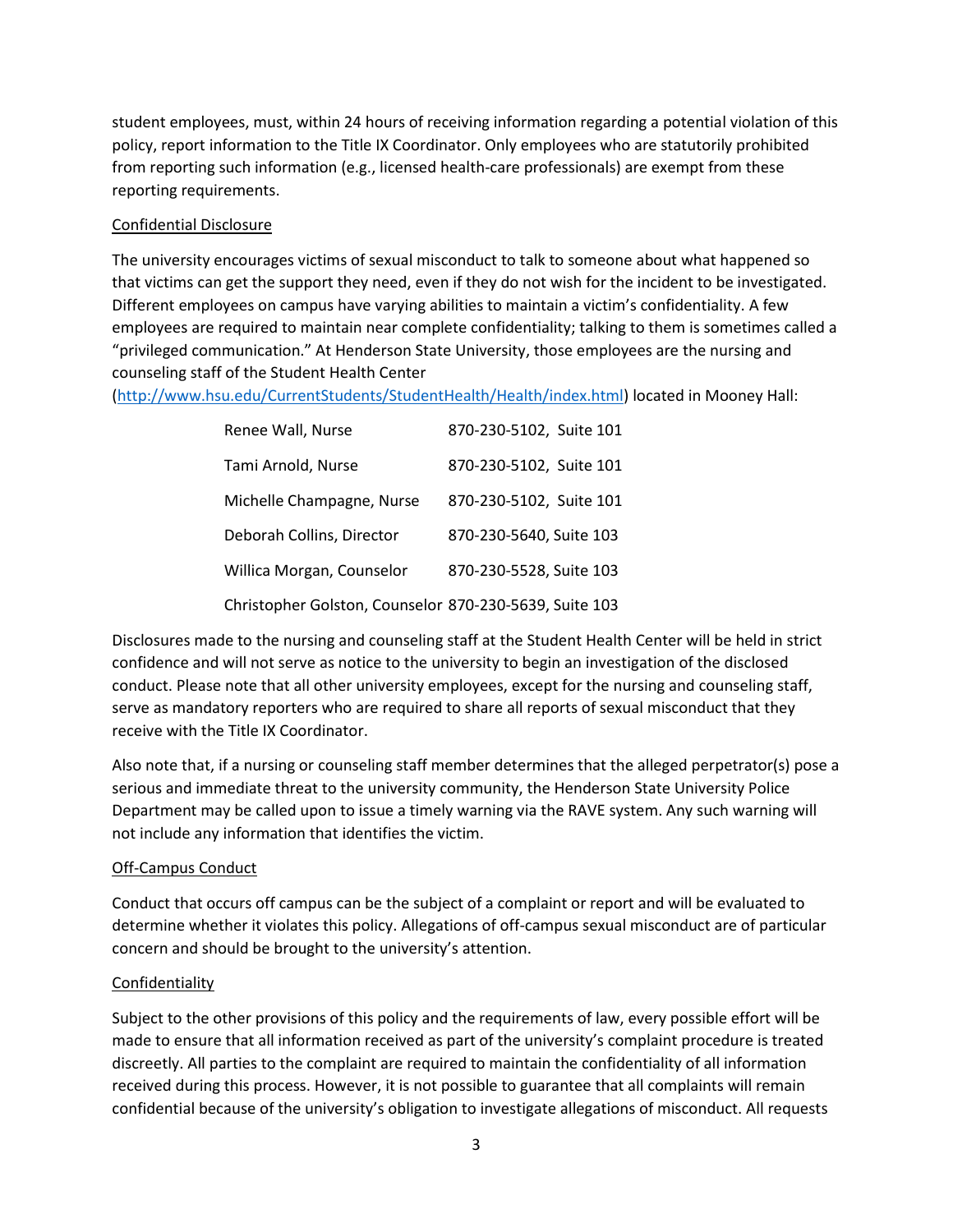student employees, must, within 24 hours of receiving information regarding a potential violation of this policy, report information to the Title IX Coordinator. Only employees who are statutorily prohibited from reporting such information (e.g., licensed health-care professionals) are exempt from these reporting requirements.

<u>Confidential Disclosure</u>

The university encourages victims of sexual misconduct to talk to someone about what happened so that victims can get the support they need, even if they do not wish for the incident to be investigated. Different employees on campus have varying abilities to maintain a victim's confidentiality. A few employees are required to maintain near complete confidentiality; talking to them is sometimes called a "privileged communication." At Henderson State University, those employees are the nursing and counseling staff of the Student Health Center (http://www.hsu.edu/CurrentStudents/StudentHealth/Health/index.html) located in Mooney Hall:

| | |
|---|---|
| Renee Wall, Nurse | 870-230-5102, Suite 101 |
| Tami Arnold, Nurse | 870-230-5102, Suite 101 |
| Michelle Champagne, Nurse | 870-230-5102, Suite 101 |
| Deborah Collins, Director | 870-230-5640, Suite 103 |
| Willica Morgan, Counselor | 870-230-5528, Suite 103 |
| Christopher Golston, Counselor | 870-230-5639, Suite 103 |

Disclosures made to the nursing and counseling staff at the Student Health Center will be held in strict confidence and will not serve as notice to the university to begin an investigation of the disclosed conduct. Please note that all other university employees, except for the nursing and counseling staff, serve as mandatory reporters who are required to share all reports of sexual misconduct that they receive with the Title IX Coordinator.

Also note that, if a nursing or counseling staff member determines that the alleged perpetrator(s) pose a serious and immediate threat to the university community, the Henderson State University Police Department may be called upon to issue a timely warning via the RAVE system. Any such warning will not include any information that identifies the victim.

<u>Off-Campus Conduct</u>

Conduct that occurs off campus can be the subject of a complaint or report and will be evaluated to determine whether it violates this policy. Allegations of off-campus sexual misconduct are of particular concern and should be brought to the university's attention.

<u>Confidentiality</u>

Subject to the other provisions of this policy and the requirements of law, every possible effort will be made to ensure that all information received as part of the university's complaint procedure is treated discreetly. All parties to the complaint are required to maintain the confidentiality of all information received during this process. However, it is not possible to guarantee that all complaints will remain confidential because of the university's obligation to investigate allegations of misconduct. All requests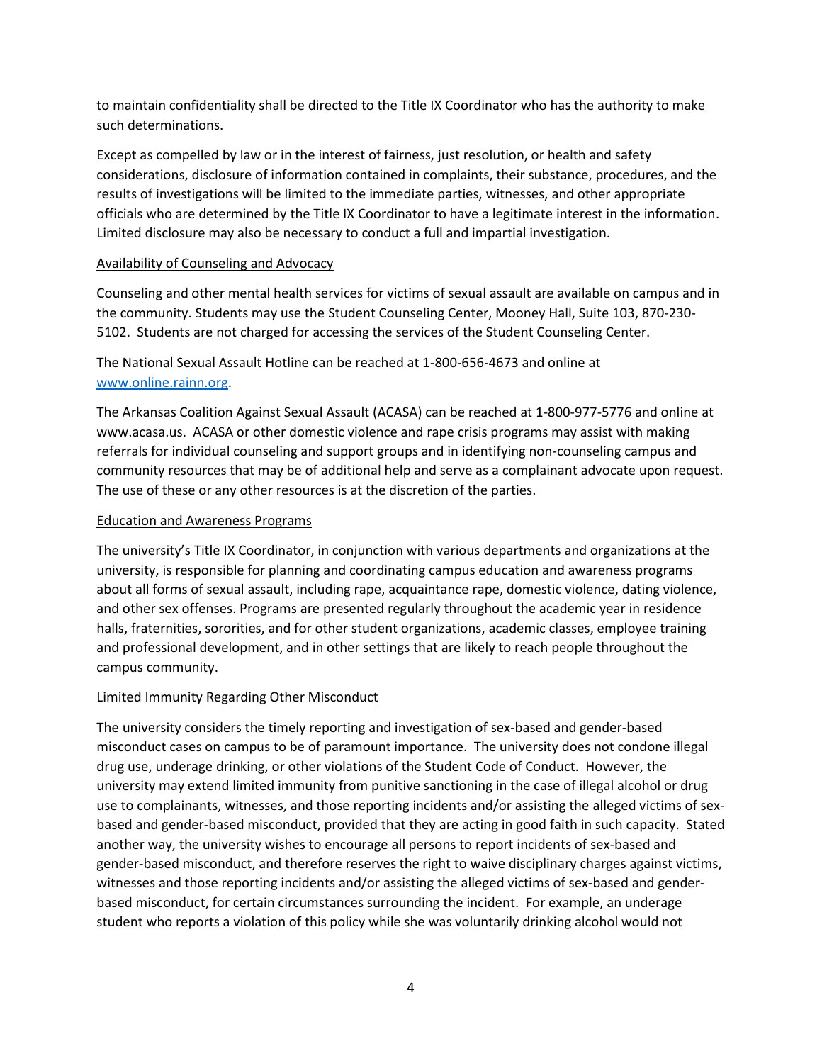to maintain confidentiality shall be directed to the Title IX Coordinator who has the authority to make such determinations.

Except as compelled by law or in the interest of fairness, just resolution, or health and safety considerations, disclosure of information contained in complaints, their substance, procedures, and the results of investigations will be limited to the immediate parties, witnesses, and other appropriate officials who are determined by the Title IX Coordinator to have a legitimate interest in the information. Limited disclosure may also be necessary to conduct a full and impartial investigation.

Availability of Counseling and Advocacy

Counseling and other mental health services for victims of sexual assault are available on campus and in the community. Students may use the Student Counseling Center, Mooney Hall, Suite 103, 870-230-5102. Students are not charged for accessing the services of the Student Counseling Center.

The National Sexual Assault Hotline can be reached at 1-800-656-4673 and online at [www.online.rainn.org](www.online.rainn.org).

The Arkansas Coalition Against Sexual Assault (ACASA) can be reached at 1-800-977-5776 and online at www.acasa.us. ACASA or other domestic violence and rape crisis programs may assist with making referrals for individual counseling and support groups and in identifying non-counseling campus and community resources that may be of additional help and serve as a complainant advocate upon request. The use of these or any other resources is at the discretion of the parties.

Education and Awareness Programs

The university's Title IX Coordinator, in conjunction with various departments and organizations at the university, is responsible for planning and coordinating campus education and awareness programs about all forms of sexual assault, including rape, acquaintance rape, domestic violence, dating violence, and other sex offenses. Programs are presented regularly throughout the academic year in residence halls, fraternities, sororities, and for other student organizations, academic classes, employee training and professional development, and in other settings that are likely to reach people throughout the campus community.

Limited Immunity Regarding Other Misconduct

The university considers the timely reporting and investigation of sex-based and gender-based misconduct cases on campus to be of paramount importance. The university does not condone illegal drug use, underage drinking, or other violations of the Student Code of Conduct. However, the university may extend limited immunity from punitive sanctioning in the case of illegal alcohol or drug use to complainants, witnesses, and those reporting incidents and/or assisting the alleged victims of sex-based and gender-based misconduct, provided that they are acting in good faith in such capacity. Stated another way, the university wishes to encourage all persons to report incidents of sex-based and gender-based misconduct, and therefore reserves the right to waive disciplinary charges against victims, witnesses and those reporting incidents and/or assisting the alleged victims of sex-based and gender-based misconduct, for certain circumstances surrounding the incident. For example, an underage student who reports a violation of this policy while she was voluntarily drinking alcohol would not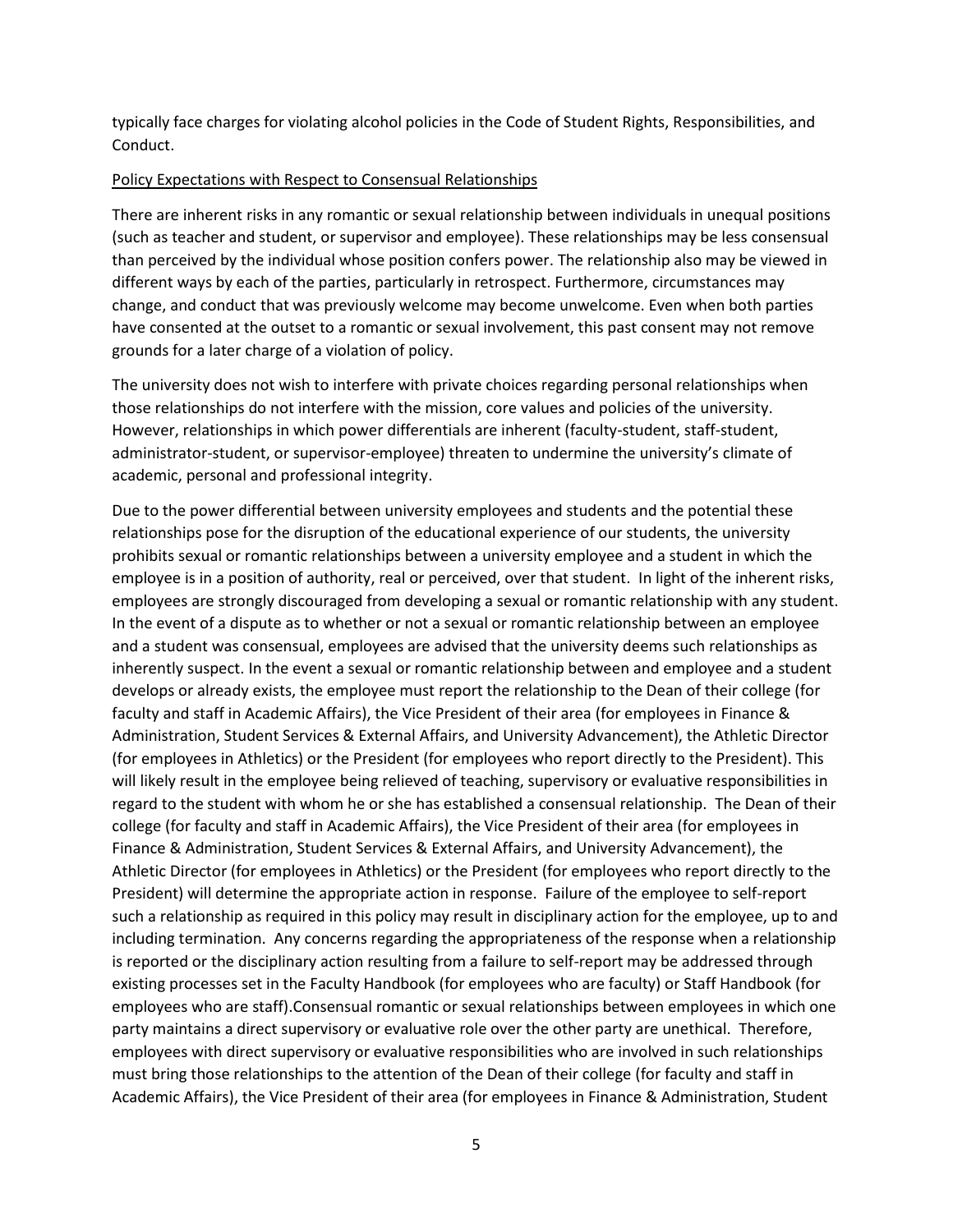typically face charges for violating alcohol policies in the Code of Student Rights, Responsibilities, and Conduct.

Policy Expectations with Respect to Consensual Relationships

There are inherent risks in any romantic or sexual relationship between individuals in unequal positions (such as teacher and student, or supervisor and employee). These relationships may be less consensual than perceived by the individual whose position confers power. The relationship also may be viewed in different ways by each of the parties, particularly in retrospect. Furthermore, circumstances may change, and conduct that was previously welcome may become unwelcome. Even when both parties have consented at the outset to a romantic or sexual involvement, this past consent may not remove grounds for a later charge of a violation of policy.

The university does not wish to interfere with private choices regarding personal relationships when those relationships do not interfere with the mission, core values and policies of the university. However, relationships in which power differentials are inherent (faculty-student, staff-student, administrator-student, or supervisor-employee) threaten to undermine the university's climate of academic, personal and professional integrity.

Due to the power differential between university employees and students and the potential these relationships pose for the disruption of the educational experience of our students, the university prohibits sexual or romantic relationships between a university employee and a student in which the employee is in a position of authority, real or perceived, over that student. In light of the inherent risks, employees are strongly discouraged from developing a sexual or romantic relationship with any student. In the event of a dispute as to whether or not a sexual or romantic relationship between an employee and a student was consensual, employees are advised that the university deems such relationships as inherently suspect. In the event a sexual or romantic relationship between and employee and a student develops or already exists, the employee must report the relationship to the Dean of their college (for faculty and staff in Academic Affairs), the Vice President of their area (for employees in Finance & Administration, Student Services & External Affairs, and University Advancement), the Athletic Director (for employees in Athletics) or the President (for employees who report directly to the President). This will likely result in the employee being relieved of teaching, supervisory or evaluative responsibilities in regard to the student with whom he or she has established a consensual relationship. The Dean of their college (for faculty and staff in Academic Affairs), the Vice President of their area (for employees in Finance & Administration, Student Services & External Affairs, and University Advancement), the Athletic Director (for employees in Athletics) or the President (for employees who report directly to the President) will determine the appropriate action in response. Failure of the employee to self-report such a relationship as required in this policy may result in disciplinary action for the employee, up to and including termination. Any concerns regarding the appropriateness of the response when a relationship is reported or the disciplinary action resulting from a failure to self-report may be addressed through existing processes set in the Faculty Handbook (for employees who are faculty) or Staff Handbook (for employees who are staff).Consensual romantic or sexual relationships between employees in which one party maintains a direct supervisory or evaluative role over the other party are unethical. Therefore, employees with direct supervisory or evaluative responsibilities who are involved in such relationships must bring those relationships to the attention of the Dean of their college (for faculty and staff in Academic Affairs), the Vice President of their area (for employees in Finance & Administration, Student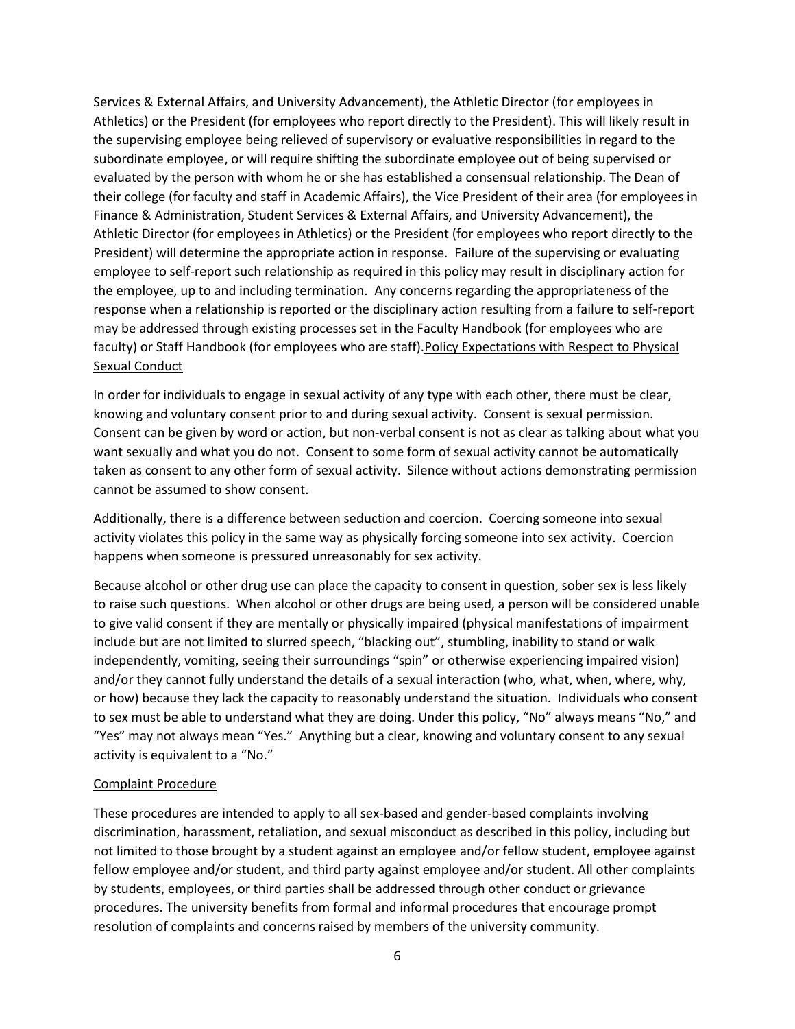Services & External Affairs, and University Advancement), the Athletic Director (for employees in Athletics) or the President (for employees who report directly to the President). This will likely result in the supervising employee being relieved of supervisory or evaluative responsibilities in regard to the subordinate employee, or will require shifting the subordinate employee out of being supervised or evaluated by the person with whom he or she has established a consensual relationship. The Dean of their college (for faculty and staff in Academic Affairs), the Vice President of their area (for employees in Finance & Administration, Student Services & External Affairs, and University Advancement), the Athletic Director (for employees in Athletics) or the President (for employees who report directly to the President) will determine the appropriate action in response. Failure of the supervising or evaluating employee to self-report such relationship as required in this policy may result in disciplinary action for the employee, up to and including termination. Any concerns regarding the appropriateness of the response when a relationship is reported or the disciplinary action resulting from a failure to self-report may be addressed through existing processes set in the Faculty Handbook (for employees who are faculty) or Staff Handbook (for employees who are staff).

### Policy Expectations with Respect to Physical Sexual Conduct

In order for individuals to engage in sexual activity of any type with each other, there must be clear, knowing and voluntary consent prior to and during sexual activity. Consent is sexual permission. Consent can be given by word or action, but non-verbal consent is not as clear as talking about what you want sexually and what you do not. Consent to some form of sexual activity cannot be automatically taken as consent to any other form of sexual activity. Silence without actions demonstrating permission cannot be assumed to show consent.

Additionally, there is a difference between seduction and coercion. Coercing someone into sexual activity violates this policy in the same way as physically forcing someone into sex activity. Coercion happens when someone is pressured unreasonably for sex activity.

Because alcohol or other drug use can place the capacity to consent in question, sober sex is less likely to raise such questions. When alcohol or other drugs are being used, a person will be considered unable to give valid consent if they are mentally or physically impaired (physical manifestations of impairment include but are not limited to slurred speech, "blacking out", stumbling, inability to stand or walk independently, vomiting, seeing their surroundings "spin" or otherwise experiencing impaired vision) and/or they cannot fully understand the details of a sexual interaction (who, what, when, where, why, or how) because they lack the capacity to reasonably understand the situation. Individuals who consent to sex must be able to understand what they are doing. Under this policy, "No" always means "No," and "Yes" may not always mean "Yes." Anything but a clear, knowing and voluntary consent to any sexual activity is equivalent to a "No."

### Complaint Procedure

These procedures are intended to apply to all sex-based and gender-based complaints involving discrimination, harassment, retaliation, and sexual misconduct as described in this policy, including but not limited to those brought by a student against an employee and/or fellow student, employee against fellow employee and/or student, and third party against employee and/or student. All other complaints by students, employees, or third parties shall be addressed through other conduct or grievance procedures. The university benefits from formal and informal procedures that encourage prompt resolution of complaints and concerns raised by members of the university community.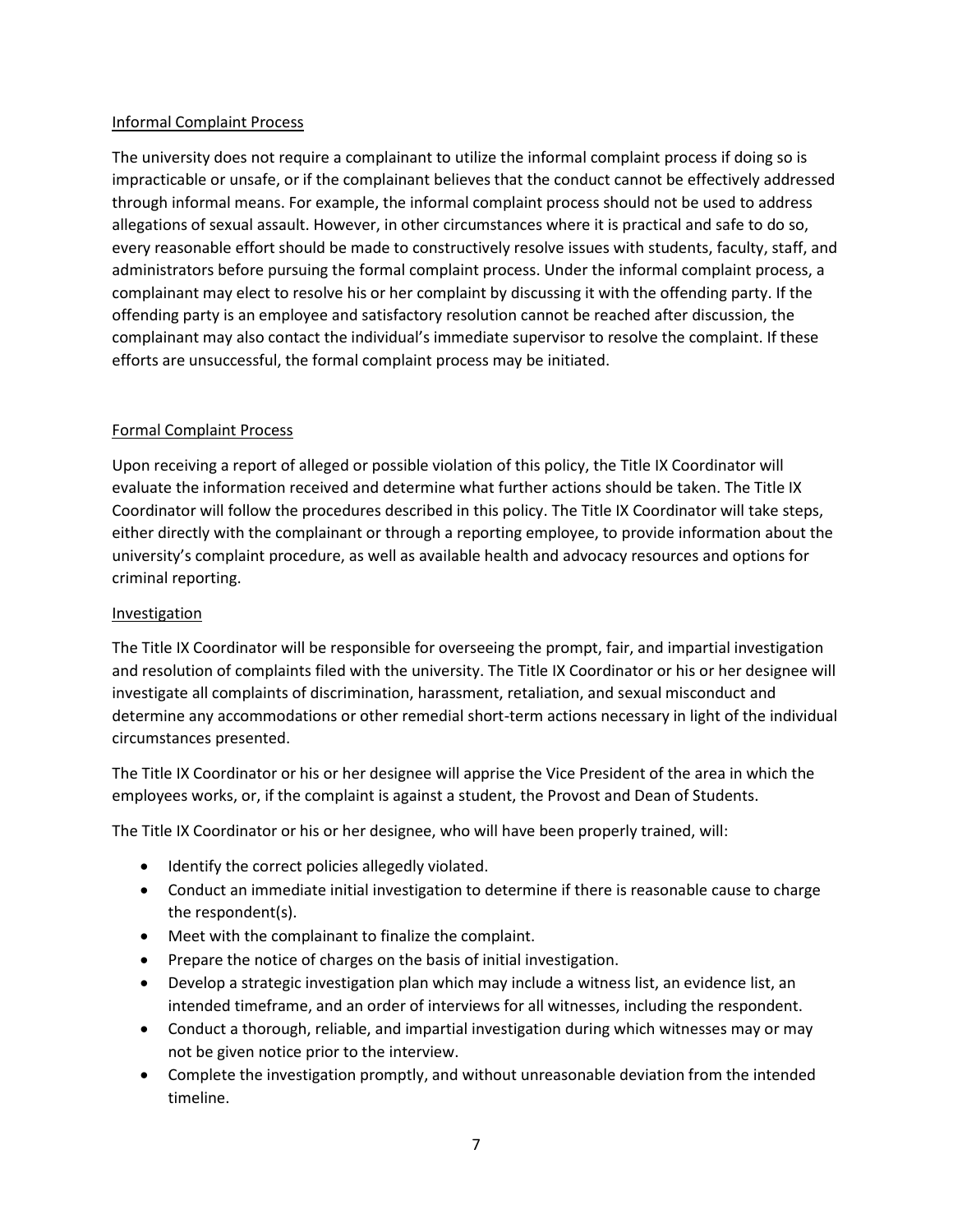### Informal Complaint Process

The university does not require a complainant to utilize the informal complaint process if doing so is impracticable or unsafe, or if the complainant believes that the conduct cannot be effectively addressed through informal means. For example, the informal complaint process should not be used to address allegations of sexual assault. However, in other circumstances where it is practical and safe to do so, every reasonable effort should be made to constructively resolve issues with students, faculty, staff, and administrators before pursuing the formal complaint process. Under the informal complaint process, a complainant may elect to resolve his or her complaint by discussing it with the offending party. If the offending party is an employee and satisfactory resolution cannot be reached after discussion, the complainant may also contact the individual's immediate supervisor to resolve the complaint. If these efforts are unsuccessful, the formal complaint process may be initiated.

### Formal Complaint Process

Upon receiving a report of alleged or possible violation of this policy, the Title IX Coordinator will evaluate the information received and determine what further actions should be taken. The Title IX Coordinator will follow the procedures described in this policy. The Title IX Coordinator will take steps, either directly with the complainant or through a reporting employee, to provide information about the university's complaint procedure, as well as available health and advocacy resources and options for criminal reporting.

### Investigation

The Title IX Coordinator will be responsible for overseeing the prompt, fair, and impartial investigation and resolution of complaints filed with the university. The Title IX Coordinator or his or her designee will investigate all complaints of discrimination, harassment, retaliation, and sexual misconduct and determine any accommodations or other remedial short-term actions necessary in light of the individual circumstances presented.

The Title IX Coordinator or his or her designee will apprise the Vice President of the area in which the employees works, or, if the complaint is against a student, the Provost and Dean of Students.

The Title IX Coordinator or his or her designee, who will have been properly trained, will:

- Identify the correct policies allegedly violated.
- Conduct an immediate initial investigation to determine if there is reasonable cause to charge the respondent(s).
- Meet with the complainant to finalize the complaint.
- Prepare the notice of charges on the basis of initial investigation.
- Develop a strategic investigation plan which may include a witness list, an evidence list, an intended timeframe, and an order of interviews for all witnesses, including the respondent.
- Conduct a thorough, reliable, and impartial investigation during which witnesses may or may not be given notice prior to the interview.
- Complete the investigation promptly, and without unreasonable deviation from the intended timeline.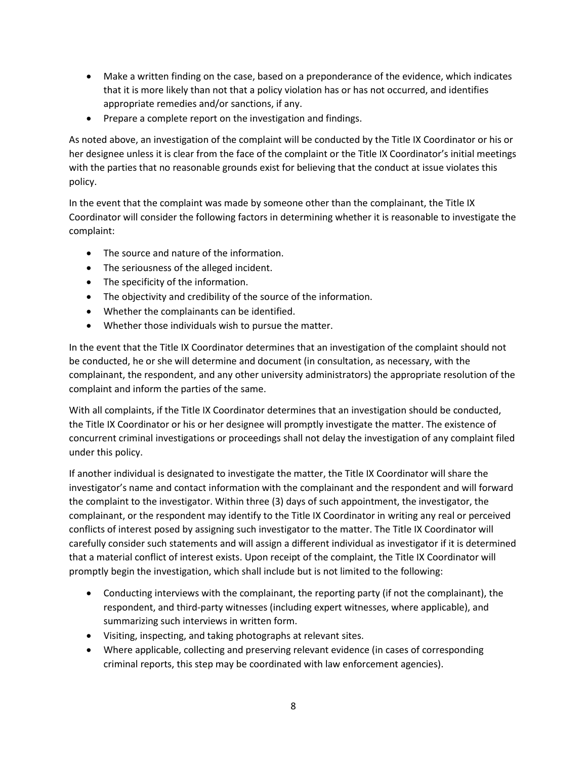- Make a written finding on the case, based on a preponderance of the evidence, which indicates that it is more likely than not that a policy violation has or has not occurred, and identifies appropriate remedies and/or sanctions, if any.
- Prepare a complete report on the investigation and findings.

As noted above, an investigation of the complaint will be conducted by the Title IX Coordinator or his or her designee unless it is clear from the face of the complaint or the Title IX Coordinator's initial meetings with the parties that no reasonable grounds exist for believing that the conduct at issue violates this policy.

In the event that the complaint was made by someone other than the complainant, the Title IX Coordinator will consider the following factors in determining whether it is reasonable to investigate the complaint:

- The source and nature of the information.
- The seriousness of the alleged incident.
- The specificity of the information.
- The objectivity and credibility of the source of the information.
- Whether the complainants can be identified.
- Whether those individuals wish to pursue the matter.

In the event that the Title IX Coordinator determines that an investigation of the complaint should not be conducted, he or she will determine and document (in consultation, as necessary, with the complainant, the respondent, and any other university administrators) the appropriate resolution of the complaint and inform the parties of the same.

With all complaints, if the Title IX Coordinator determines that an investigation should be conducted, the Title IX Coordinator or his or her designee will promptly investigate the matter. The existence of concurrent criminal investigations or proceedings shall not delay the investigation of any complaint filed under this policy.

If another individual is designated to investigate the matter, the Title IX Coordinator will share the investigator's name and contact information with the complainant and the respondent and will forward the complaint to the investigator. Within three (3) days of such appointment, the investigator, the complainant, or the respondent may identify to the Title IX Coordinator in writing any real or perceived conflicts of interest posed by assigning such investigator to the matter. The Title IX Coordinator will carefully consider such statements and will assign a different individual as investigator if it is determined that a material conflict of interest exists. Upon receipt of the complaint, the Title IX Coordinator will promptly begin the investigation, which shall include but is not limited to the following:

- Conducting interviews with the complainant, the reporting party (if not the complainant), the respondent, and third-party witnesses (including expert witnesses, where applicable), and summarizing such interviews in written form.
- Visiting, inspecting, and taking photographs at relevant sites.
- Where applicable, collecting and preserving relevant evidence (in cases of corresponding criminal reports, this step may be coordinated with law enforcement agencies).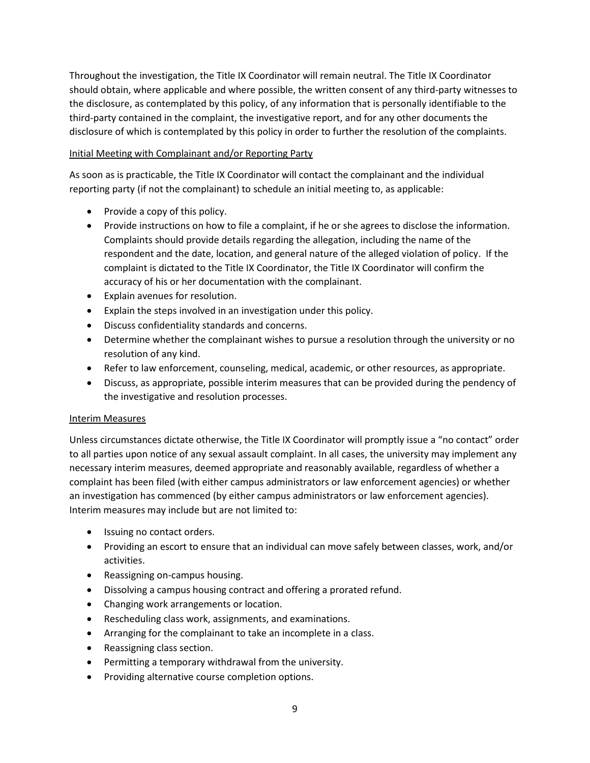Throughout the investigation, the Title IX Coordinator will remain neutral. The Title IX Coordinator should obtain, where applicable and where possible, the written consent of any third-party witnesses to the disclosure, as contemplated by this policy, of any information that is personally identifiable to the third-party contained in the complaint, the investigative report, and for any other documents the disclosure of which is contemplated by this policy in order to further the resolution of the complaints.

Initial Meeting with Complainant and/or Reporting Party

As soon as is practicable, the Title IX Coordinator will contact the complainant and the individual reporting party (if not the complainant) to schedule an initial meeting to, as applicable:

- Provide a copy of this policy.
- Provide instructions on how to file a complaint, if he or she agrees to disclose the information. Complaints should provide details regarding the allegation, including the name of the respondent and the date, location, and general nature of the alleged violation of policy. If the complaint is dictated to the Title IX Coordinator, the Title IX Coordinator will confirm the accuracy of his or her documentation with the complainant.
- Explain avenues for resolution.
- Explain the steps involved in an investigation under this policy.
- Discuss confidentiality standards and concerns.
- Determine whether the complainant wishes to pursue a resolution through the university or no resolution of any kind.
- Refer to law enforcement, counseling, medical, academic, or other resources, as appropriate.
- Discuss, as appropriate, possible interim measures that can be provided during the pendency of the investigative and resolution processes.

Interim Measures

Unless circumstances dictate otherwise, the Title IX Coordinator will promptly issue a "no contact" order to all parties upon notice of any sexual assault complaint. In all cases, the university may implement any necessary interim measures, deemed appropriate and reasonably available, regardless of whether a complaint has been filed (with either campus administrators or law enforcement agencies) or whether an investigation has commenced (by either campus administrators or law enforcement agencies). Interim measures may include but are not limited to:

- Issuing no contact orders.
- Providing an escort to ensure that an individual can move safely between classes, work, and/or activities.
- Reassigning on-campus housing.
- Dissolving a campus housing contract and offering a prorated refund.
- Changing work arrangements or location.
- Rescheduling class work, assignments, and examinations.
- Arranging for the complainant to take an incomplete in a class.
- Reassigning class section.
- Permitting a temporary withdrawal from the university.
- Providing alternative course completion options.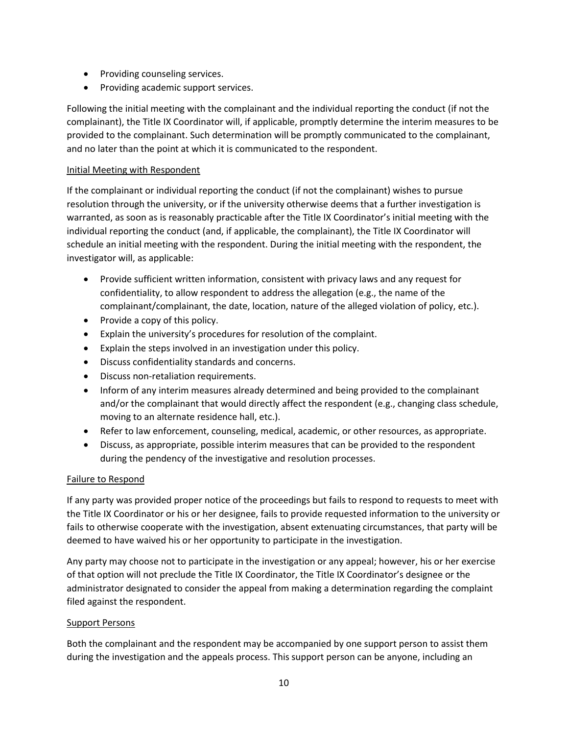- Providing counseling services.
- Providing academic support services.

Following the initial meeting with the complainant and the individual reporting the conduct (if not the complainant), the Title IX Coordinator will, if applicable, promptly determine the interim measures to be provided to the complainant. Such determination will be promptly communicated to the complainant, and no later than the point at which it is communicated to the respondent.

Initial Meeting with Respondent

If the complainant or individual reporting the conduct (if not the complainant) wishes to pursue resolution through the university, or if the university otherwise deems that a further investigation is warranted, as soon as is reasonably practicable after the Title IX Coordinator's initial meeting with the individual reporting the conduct (and, if applicable, the complainant), the Title IX Coordinator will schedule an initial meeting with the respondent. During the initial meeting with the respondent, the investigator will, as applicable:

- Provide sufficient written information, consistent with privacy laws and any request for confidentiality, to allow respondent to address the allegation (e.g., the name of the complainant/complainant, the date, location, nature of the alleged violation of policy, etc.).
- Provide a copy of this policy.
- Explain the university's procedures for resolution of the complaint.
- Explain the steps involved in an investigation under this policy.
- Discuss confidentiality standards and concerns.
- Discuss non-retaliation requirements.
- Inform of any interim measures already determined and being provided to the complainant and/or the complainant that would directly affect the respondent (e.g., changing class schedule, moving to an alternate residence hall, etc.).
- Refer to law enforcement, counseling, medical, academic, or other resources, as appropriate.
- Discuss, as appropriate, possible interim measures that can be provided to the respondent during the pendency of the investigative and resolution processes.

Failure to Respond

If any party was provided proper notice of the proceedings but fails to respond to requests to meet with the Title IX Coordinator or his or her designee, fails to provide requested information to the university or fails to otherwise cooperate with the investigation, absent extenuating circumstances, that party will be deemed to have waived his or her opportunity to participate in the investigation.

Any party may choose not to participate in the investigation or any appeal; however, his or her exercise of that option will not preclude the Title IX Coordinator, the Title IX Coordinator's designee or the administrator designated to consider the appeal from making a determination regarding the complaint filed against the respondent.

Support Persons

Both the complainant and the respondent may be accompanied by one support person to assist them during the investigation and the appeals process. This support person can be anyone, including an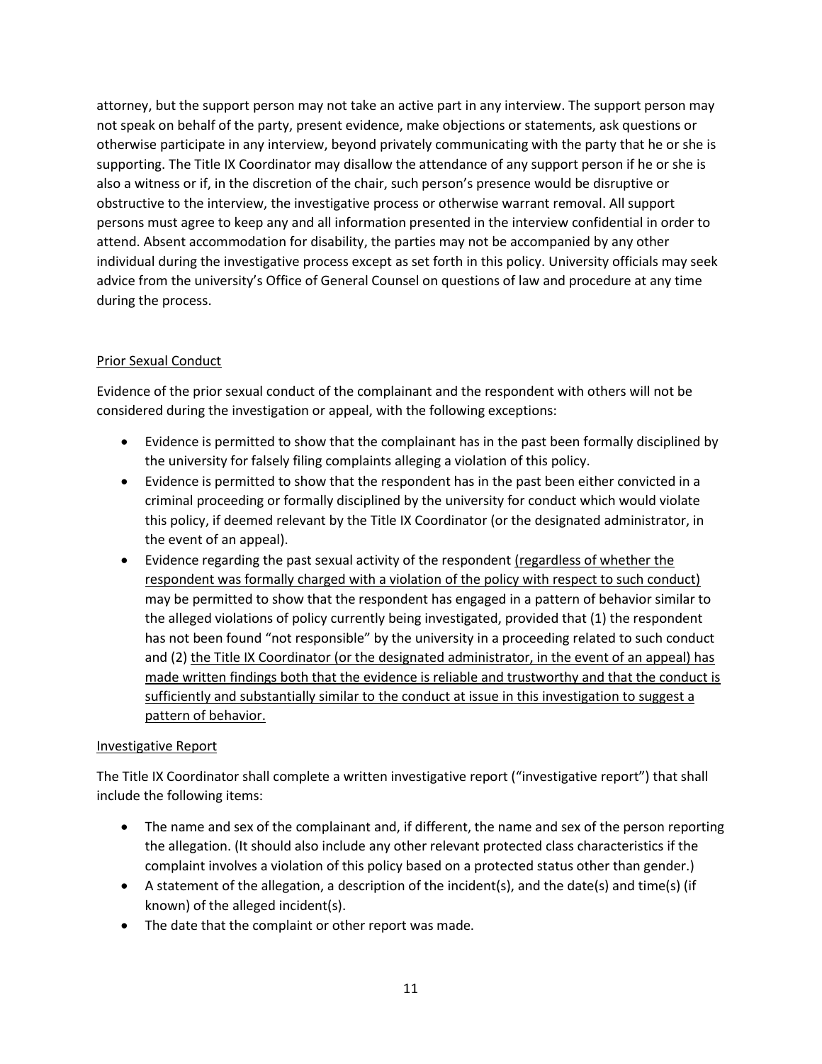attorney, but the support person may not take an active part in any interview. The support person may not speak on behalf of the party, present evidence, make objections or statements, ask questions or otherwise participate in any interview, beyond privately communicating with the party that he or she is supporting. The Title IX Coordinator may disallow the attendance of any support person if he or she is also a witness or if, in the discretion of the chair, such person's presence would be disruptive or obstructive to the interview, the investigative process or otherwise warrant removal. All support persons must agree to keep any and all information presented in the interview confidential in order to attend. Absent accommodation for disability, the parties may not be accompanied by any other individual during the investigative process except as set forth in this policy. University officials may seek advice from the university's Office of General Counsel on questions of law and procedure at any time during the process.

<u>Prior Sexual Conduct</u>

Evidence of the prior sexual conduct of the complainant and the respondent with others will not be considered during the investigation or appeal, with the following exceptions:

- Evidence is permitted to show that the complainant has in the past been formally disciplined by the university for falsely filing complaints alleging a violation of this policy.
- Evidence is permitted to show that the respondent has in the past been either convicted in a criminal proceeding or formally disciplined by the university for conduct which would violate this policy, if deemed relevant by the Title IX Coordinator (or the designated administrator, in the event of an appeal).
- Evidence regarding the past sexual activity of the respondent <u>(regardless of whether the respondent was formally charged with a violation of the policy with respect to such conduct)</u> may be permitted to show that the respondent has engaged in a pattern of behavior similar to the alleged violations of policy currently being investigated, provided that (1) the respondent has not been found "not responsible" by the university in a proceeding related to such conduct and (2) <u>the Title IX Coordinator (or the designated administrator, in the event of an appeal) has made written findings both that the evidence is reliable and trustworthy and that the conduct is sufficiently and substantially similar to the conduct at issue in this investigation to suggest a pattern of behavior.</u>

<u>Investigative Report</u>

The Title IX Coordinator shall complete a written investigative report ("investigative report") that shall include the following items:

- The name and sex of the complainant and, if different, the name and sex of the person reporting the allegation. (It should also include any other relevant protected class characteristics if the complaint involves a violation of this policy based on a protected status other than gender.)
- A statement of the allegation, a description of the incident(s), and the date(s) and time(s) (if known) of the alleged incident(s).
- The date that the complaint or other report was made.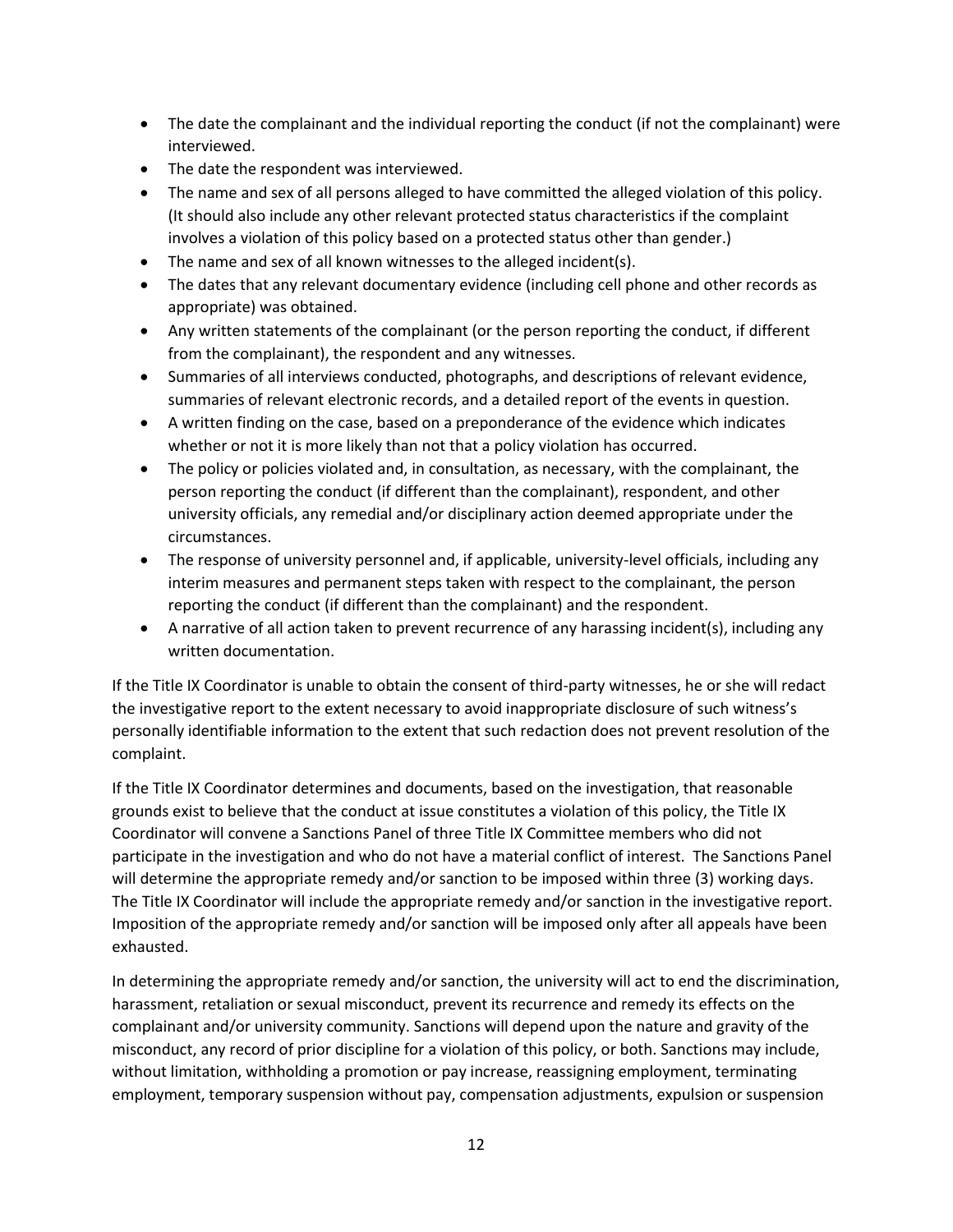- The date the complainant and the individual reporting the conduct (if not the complainant) were interviewed.
- The date the respondent was interviewed.
- The name and sex of all persons alleged to have committed the alleged violation of this policy. (It should also include any other relevant protected status characteristics if the complaint involves a violation of this policy based on a protected status other than gender.)
- The name and sex of all known witnesses to the alleged incident(s).
- The dates that any relevant documentary evidence (including cell phone and other records as appropriate) was obtained.
- Any written statements of the complainant (or the person reporting the conduct, if different from the complainant), the respondent and any witnesses.
- Summaries of all interviews conducted, photographs, and descriptions of relevant evidence, summaries of relevant electronic records, and a detailed report of the events in question.
- A written finding on the case, based on a preponderance of the evidence which indicates whether or not it is more likely than not that a policy violation has occurred.
- The policy or policies violated and, in consultation, as necessary, with the complainant, the person reporting the conduct (if different than the complainant), respondent, and other university officials, any remedial and/or disciplinary action deemed appropriate under the circumstances.
- The response of university personnel and, if applicable, university-level officials, including any interim measures and permanent steps taken with respect to the complainant, the person reporting the conduct (if different than the complainant) and the respondent.
- A narrative of all action taken to prevent recurrence of any harassing incident(s), including any written documentation.

If the Title IX Coordinator is unable to obtain the consent of third-party witnesses, he or she will redact the investigative report to the extent necessary to avoid inappropriate disclosure of such witness's personally identifiable information to the extent that such redaction does not prevent resolution of the complaint.

If the Title IX Coordinator determines and documents, based on the investigation, that reasonable grounds exist to believe that the conduct at issue constitutes a violation of this policy, the Title IX Coordinator will convene a Sanctions Panel of three Title IX Committee members who did not participate in the investigation and who do not have a material conflict of interest. The Sanctions Panel will determine the appropriate remedy and/or sanction to be imposed within three (3) working days. The Title IX Coordinator will include the appropriate remedy and/or sanction in the investigative report. Imposition of the appropriate remedy and/or sanction will be imposed only after all appeals have been exhausted.

In determining the appropriate remedy and/or sanction, the university will act to end the discrimination, harassment, retaliation or sexual misconduct, prevent its recurrence and remedy its effects on the complainant and/or university community. Sanctions will depend upon the nature and gravity of the misconduct, any record of prior discipline for a violation of this policy, or both. Sanctions may include, without limitation, withholding a promotion or pay increase, reassigning employment, terminating employment, temporary suspension without pay, compensation adjustments, expulsion or suspension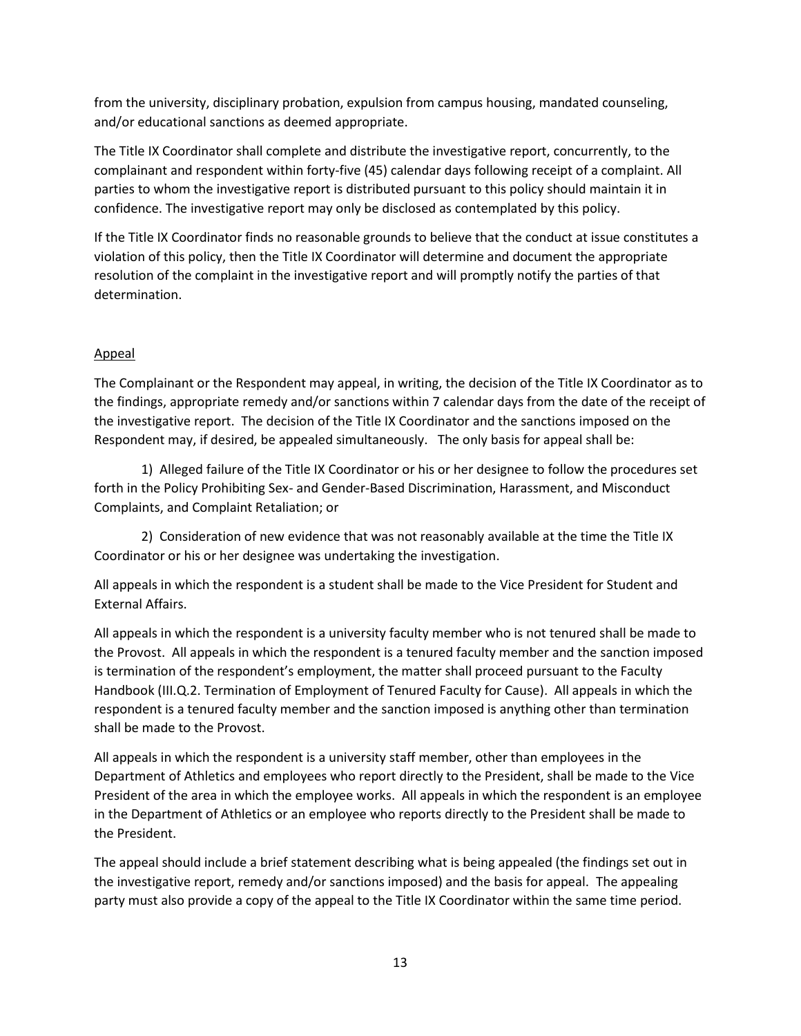from the university, disciplinary probation, expulsion from campus housing, mandated counseling, and/or educational sanctions as deemed appropriate.

The Title IX Coordinator shall complete and distribute the investigative report, concurrently, to the complainant and respondent within forty-five (45) calendar days following receipt of a complaint. All parties to whom the investigative report is distributed pursuant to this policy should maintain it in confidence. The investigative report may only be disclosed as contemplated by this policy.

If the Title IX Coordinator finds no reasonable grounds to believe that the conduct at issue constitutes a violation of this policy, then the Title IX Coordinator will determine and document the appropriate resolution of the complaint in the investigative report and will promptly notify the parties of that determination.

<u>Appeal</u>

The Complainant or the Respondent may appeal, in writing, the decision of the Title IX Coordinator as to the findings, appropriate remedy and/or sanctions within 7 calendar days from the date of the receipt of the investigative report. The decision of the Title IX Coordinator and the sanctions imposed on the Respondent may, if desired, be appealed simultaneously. The only basis for appeal shall be:

1) Alleged failure of the Title IX Coordinator or his or her designee to follow the procedures set forth in the Policy Prohibiting Sex- and Gender-Based Discrimination, Harassment, and Misconduct Complaints, and Complaint Retaliation; or

2) Consideration of new evidence that was not reasonably available at the time the Title IX Coordinator or his or her designee was undertaking the investigation.

All appeals in which the respondent is a student shall be made to the Vice President for Student and External Affairs.

All appeals in which the respondent is a university faculty member who is not tenured shall be made to the Provost. All appeals in which the respondent is a tenured faculty member and the sanction imposed is termination of the respondent's employment, the matter shall proceed pursuant to the Faculty Handbook (III.Q.2. Termination of Employment of Tenured Faculty for Cause). All appeals in which the respondent is a tenured faculty member and the sanction imposed is anything other than termination shall be made to the Provost.

All appeals in which the respondent is a university staff member, other than employees in the Department of Athletics and employees who report directly to the President, shall be made to the Vice President of the area in which the employee works. All appeals in which the respondent is an employee in the Department of Athletics or an employee who reports directly to the President shall be made to the President.

The appeal should include a brief statement describing what is being appealed (the findings set out in the investigative report, remedy and/or sanctions imposed) and the basis for appeal. The appealing party must also provide a copy of the appeal to the Title IX Coordinator within the same time period.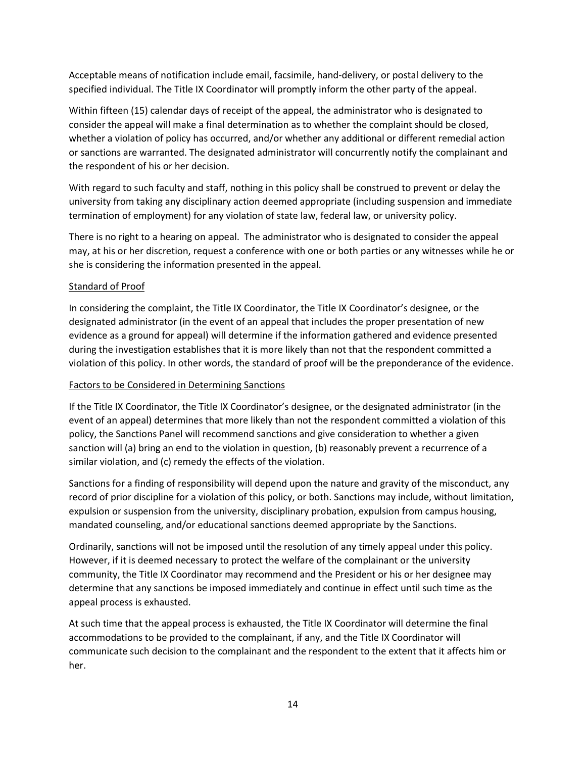Acceptable means of notification include email, facsimile, hand-delivery, or postal delivery to the specified individual. The Title IX Coordinator will promptly inform the other party of the appeal.

Within fifteen (15) calendar days of receipt of the appeal, the administrator who is designated to consider the appeal will make a final determination as to whether the complaint should be closed, whether a violation of policy has occurred, and/or whether any additional or different remedial action or sanctions are warranted. The designated administrator will concurrently notify the complainant and the respondent of his or her decision.

With regard to such faculty and staff, nothing in this policy shall be construed to prevent or delay the university from taking any disciplinary action deemed appropriate (including suspension and immediate termination of employment) for any violation of state law, federal law, or university policy.

There is no right to a hearing on appeal. The administrator who is designated to consider the appeal may, at his or her discretion, request a conference with one or both parties or any witnesses while he or she is considering the information presented in the appeal.

<u>Standard of Proof</u>

In considering the complaint, the Title IX Coordinator, the Title IX Coordinator's designee, or the designated administrator (in the event of an appeal that includes the proper presentation of new evidence as a ground for appeal) will determine if the information gathered and evidence presented during the investigation establishes that it is more likely than not that the respondent committed a violation of this policy. In other words, the standard of proof will be the preponderance of the evidence.

<u>Factors to be Considered in Determining Sanctions</u>

If the Title IX Coordinator, the Title IX Coordinator's designee, or the designated administrator (in the event of an appeal) determines that more likely than not the respondent committed a violation of this policy, the Sanctions Panel will recommend sanctions and give consideration to whether a given sanction will (a) bring an end to the violation in question, (b) reasonably prevent a recurrence of a similar violation, and (c) remedy the effects of the violation.

Sanctions for a finding of responsibility will depend upon the nature and gravity of the misconduct, any record of prior discipline for a violation of this policy, or both. Sanctions may include, without limitation, expulsion or suspension from the university, disciplinary probation, expulsion from campus housing, mandated counseling, and/or educational sanctions deemed appropriate by the Sanctions.

Ordinarily, sanctions will not be imposed until the resolution of any timely appeal under this policy. However, if it is deemed necessary to protect the welfare of the complainant or the university community, the Title IX Coordinator may recommend and the President or his or her designee may determine that any sanctions be imposed immediately and continue in effect until such time as the appeal process is exhausted.

At such time that the appeal process is exhausted, the Title IX Coordinator will determine the final accommodations to be provided to the complainant, if any, and the Title IX Coordinator will communicate such decision to the complainant and the respondent to the extent that it affects him or her.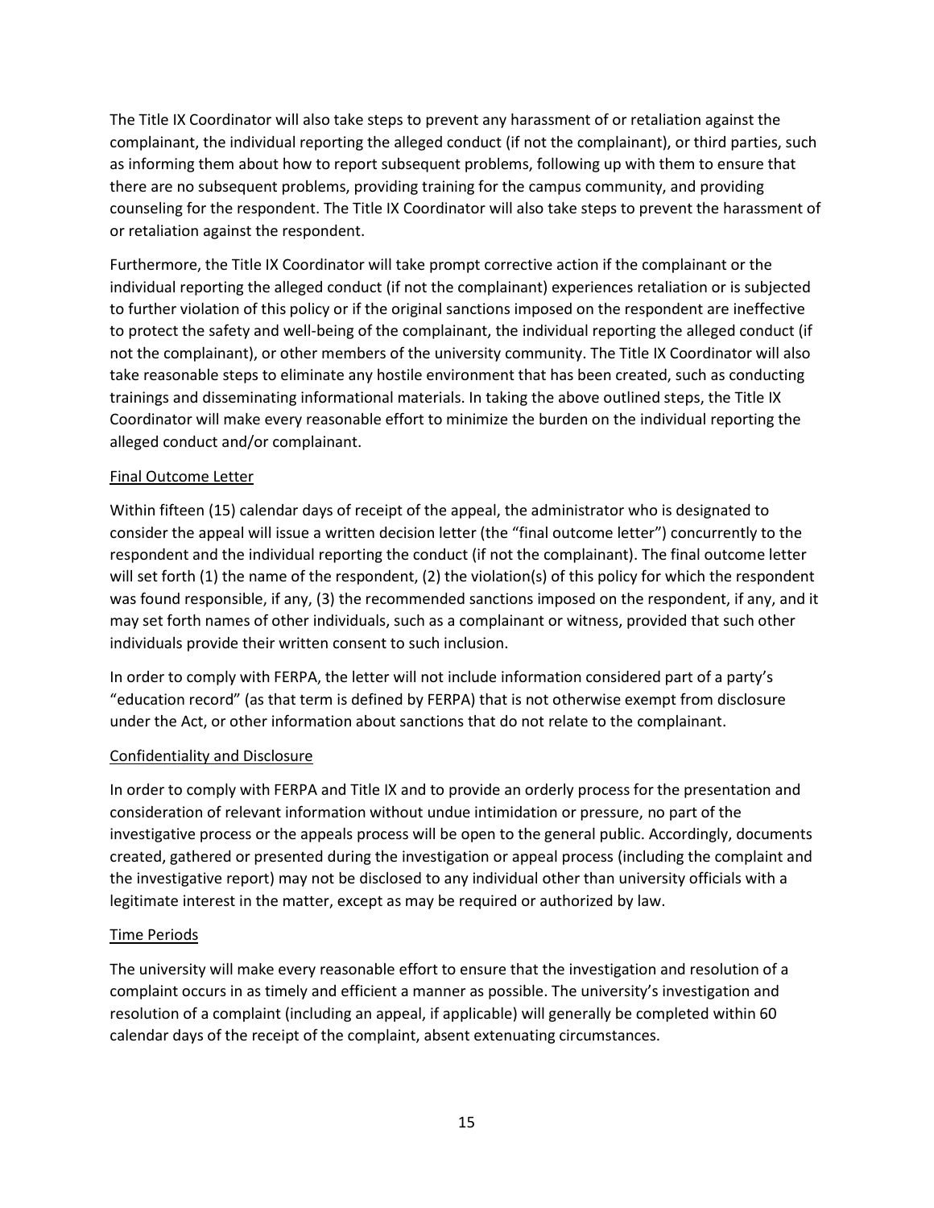The Title IX Coordinator will also take steps to prevent any harassment of or retaliation against the complainant, the individual reporting the alleged conduct (if not the complainant), or third parties, such as informing them about how to report subsequent problems, following up with them to ensure that there are no subsequent problems, providing training for the campus community, and providing counseling for the respondent. The Title IX Coordinator will also take steps to prevent the harassment of or retaliation against the respondent.

Furthermore, the Title IX Coordinator will take prompt corrective action if the complainant or the individual reporting the alleged conduct (if not the complainant) experiences retaliation or is subjected to further violation of this policy or if the original sanctions imposed on the respondent are ineffective to protect the safety and well-being of the complainant, the individual reporting the alleged conduct (if not the complainant), or other members of the university community. The Title IX Coordinator will also take reasonable steps to eliminate any hostile environment that has been created, such as conducting trainings and disseminating informational materials. In taking the above outlined steps, the Title IX Coordinator will make every reasonable effort to minimize the burden on the individual reporting the alleged conduct and/or complainant.

<u>Final Outcome Letter</u>

Within fifteen (15) calendar days of receipt of the appeal, the administrator who is designated to consider the appeal will issue a written decision letter (the "final outcome letter") concurrently to the respondent and the individual reporting the conduct (if not the complainant). The final outcome letter will set forth (1) the name of the respondent, (2) the violation(s) of this policy for which the respondent was found responsible, if any, (3) the recommended sanctions imposed on the respondent, if any, and it may set forth names of other individuals, such as a complainant or witness, provided that such other individuals provide their written consent to such inclusion.

In order to comply with FERPA, the letter will not include information considered part of a party's "education record" (as that term is defined by FERPA) that is not otherwise exempt from disclosure under the Act, or other information about sanctions that do not relate to the complainant.

<u>Confidentiality and Disclosure</u>

In order to comply with FERPA and Title IX and to provide an orderly process for the presentation and consideration of relevant information without undue intimidation or pressure, no part of the investigative process or the appeals process will be open to the general public. Accordingly, documents created, gathered or presented during the investigation or appeal process (including the complaint and the investigative report) may not be disclosed to any individual other than university officials with a legitimate interest in the matter, except as may be required or authorized by law.

<u>Time Periods</u>

The university will make every reasonable effort to ensure that the investigation and resolution of a complaint occurs in as timely and efficient a manner as possible. The university's investigation and resolution of a complaint (including an appeal, if applicable) will generally be completed within 60 calendar days of the receipt of the complaint, absent extenuating circumstances.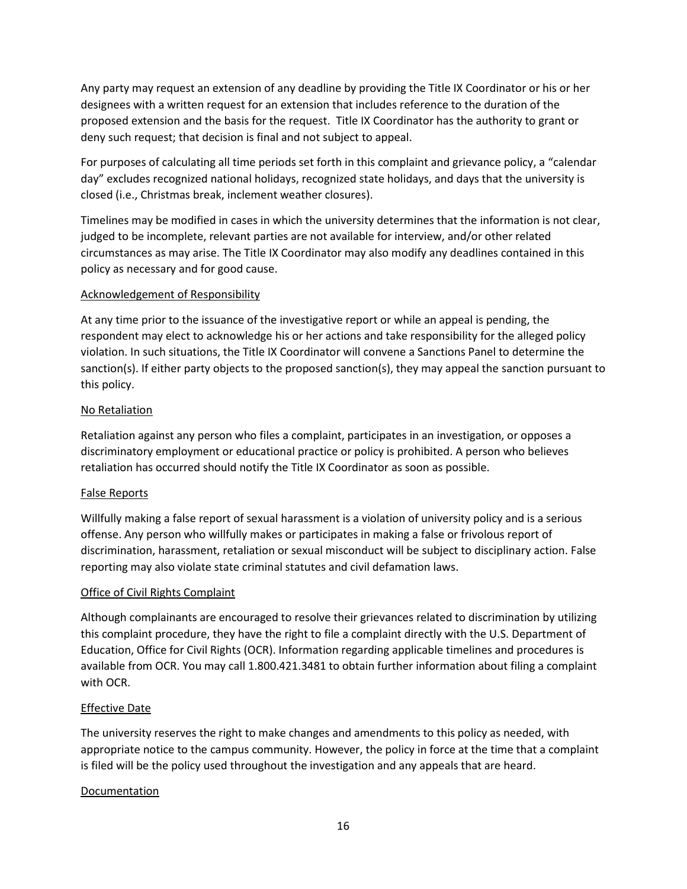Any party may request an extension of any deadline by providing the Title IX Coordinator or his or her designees with a written request for an extension that includes reference to the duration of the proposed extension and the basis for the request. Title IX Coordinator has the authority to grant or deny such request; that decision is final and not subject to appeal.

For purposes of calculating all time periods set forth in this complaint and grievance policy, a "calendar day" excludes recognized national holidays, recognized state holidays, and days that the university is closed (i.e., Christmas break, inclement weather closures).

Timelines may be modified in cases in which the university determines that the information is not clear, judged to be incomplete, relevant parties are not available for interview, and/or other related circumstances as may arise. The Title IX Coordinator may also modify any deadlines contained in this policy as necessary and for good cause.

<u>Acknowledgement of Responsibility</u>

At any time prior to the issuance of the investigative report or while an appeal is pending, the respondent may elect to acknowledge his or her actions and take responsibility for the alleged policy violation. In such situations, the Title IX Coordinator will convene a Sanctions Panel to determine the sanction(s). If either party objects to the proposed sanction(s), they may appeal the sanction pursuant to this policy.

<u>No Retaliation</u>

Retaliation against any person who files a complaint, participates in an investigation, or opposes a discriminatory employment or educational practice or policy is prohibited. A person who believes retaliation has occurred should notify the Title IX Coordinator as soon as possible.

<u>False Reports</u>

Willfully making a false report of sexual harassment is a violation of university policy and is a serious offense. Any person who willfully makes or participates in making a false or frivolous report of discrimination, harassment, retaliation or sexual misconduct will be subject to disciplinary action. False reporting may also violate state criminal statutes and civil defamation laws.

<u>Office of Civil Rights Complaint</u>

Although complainants are encouraged to resolve their grievances related to discrimination by utilizing this complaint procedure, they have the right to file a complaint directly with the U.S. Department of Education, Office for Civil Rights (OCR). Information regarding applicable timelines and procedures is available from OCR. You may call 1.800.421.3481 to obtain further information about filing a complaint with OCR.

<u>Effective Date</u>

The university reserves the right to make changes and amendments to this policy as needed, with appropriate notice to the campus community. However, the policy in force at the time that a complaint is filed will be the policy used throughout the investigation and any appeals that are heard.

<u>Documentation</u>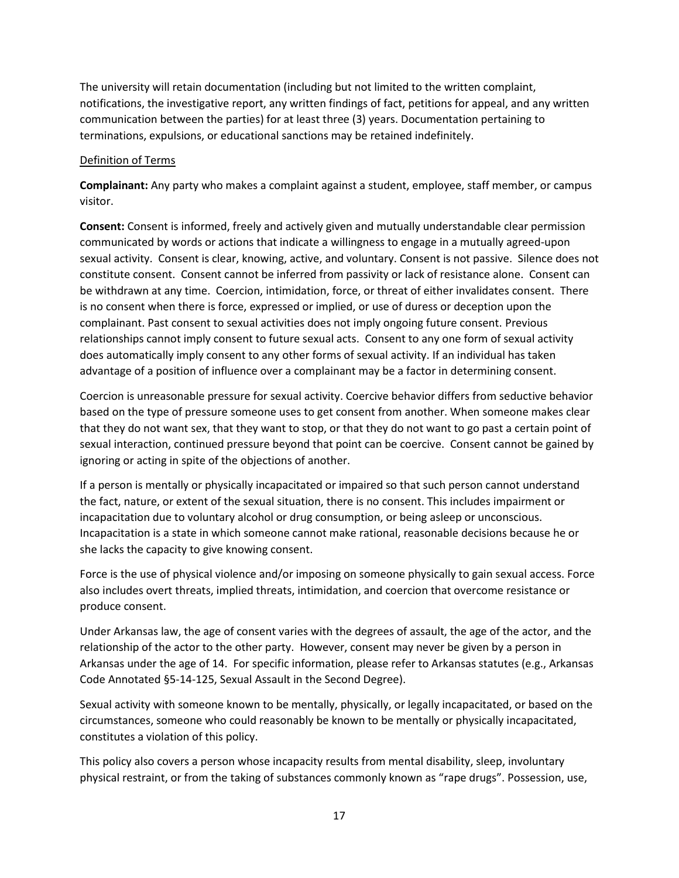The university will retain documentation (including but not limited to the written complaint, notifications, the investigative report, any written findings of fact, petitions for appeal, and any written communication between the parties) for at least three (3) years. Documentation pertaining to terminations, expulsions, or educational sanctions may be retained indefinitely.

Definition of Terms

**Complainant:** Any party who makes a complaint against a student, employee, staff member, or campus visitor.

**Consent:** Consent is informed, freely and actively given and mutually understandable clear permission communicated by words or actions that indicate a willingness to engage in a mutually agreed-upon sexual activity. Consent is clear, knowing, active, and voluntary. Consent is not passive. Silence does not constitute consent. Consent cannot be inferred from passivity or lack of resistance alone. Consent can be withdrawn at any time. Coercion, intimidation, force, or threat of either invalidates consent. There is no consent when there is force, expressed or implied, or use of duress or deception upon the complainant. Past consent to sexual activities does not imply ongoing future consent. Previous relationships cannot imply consent to future sexual acts. Consent to any one form of sexual activity does automatically imply consent to any other forms of sexual activity. If an individual has taken advantage of a position of influence over a complainant may be a factor in determining consent.

Coercion is unreasonable pressure for sexual activity. Coercive behavior differs from seductive behavior based on the type of pressure someone uses to get consent from another. When someone makes clear that they do not want sex, that they want to stop, or that they do not want to go past a certain point of sexual interaction, continued pressure beyond that point can be coercive. Consent cannot be gained by ignoring or acting in spite of the objections of another.

If a person is mentally or physically incapacitated or impaired so that such person cannot understand the fact, nature, or extent of the sexual situation, there is no consent. This includes impairment or incapacitation due to voluntary alcohol or drug consumption, or being asleep or unconscious. Incapacitation is a state in which someone cannot make rational, reasonable decisions because he or she lacks the capacity to give knowing consent.

Force is the use of physical violence and/or imposing on someone physically to gain sexual access. Force also includes overt threats, implied threats, intimidation, and coercion that overcome resistance or produce consent.

Under Arkansas law, the age of consent varies with the degrees of assault, the age of the actor, and the relationship of the actor to the other party. However, consent may never be given by a person in Arkansas under the age of 14. For specific information, please refer to Arkansas statutes (e.g., Arkansas Code Annotated §5-14-125, Sexual Assault in the Second Degree).

Sexual activity with someone known to be mentally, physically, or legally incapacitated, or based on the circumstances, someone who could reasonably be known to be mentally or physically incapacitated, constitutes a violation of this policy.

This policy also covers a person whose incapacity results from mental disability, sleep, involuntary physical restraint, or from the taking of substances commonly known as "rape drugs". Possession, use,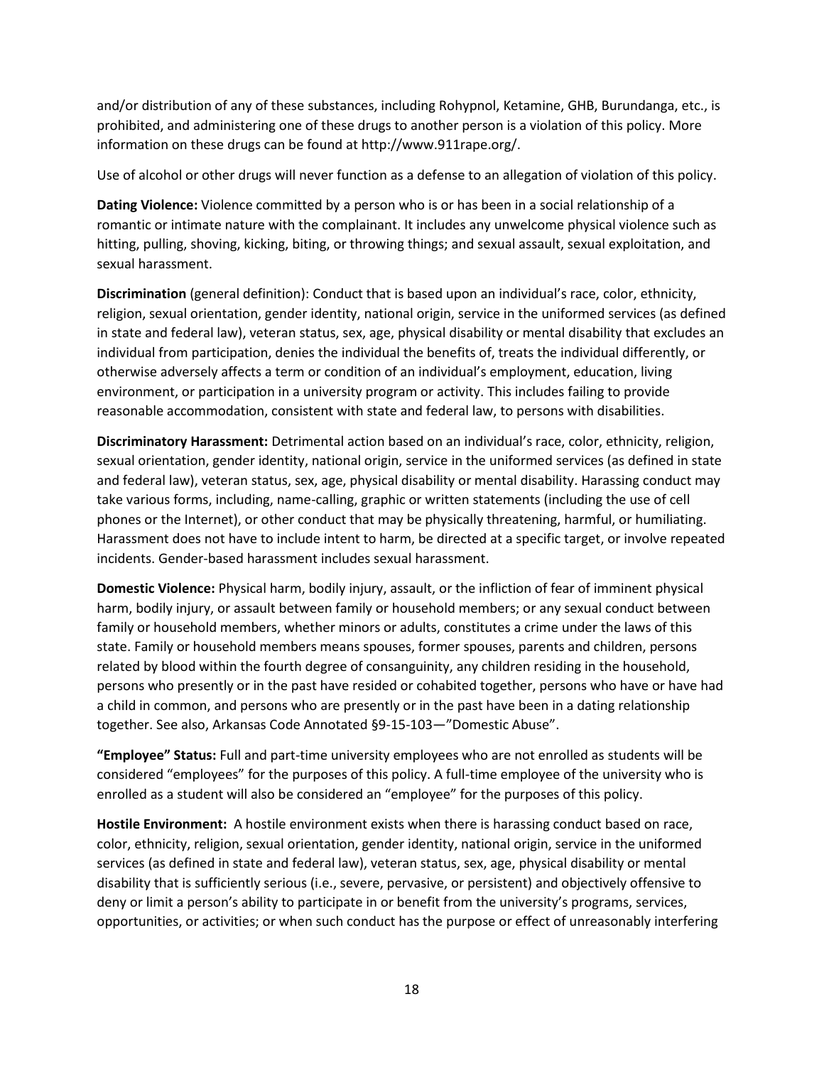and/or distribution of any of these substances, including Rohypnol, Ketamine, GHB, Burundanga, etc., is prohibited, and administering one of these drugs to another person is a violation of this policy. More information on these drugs can be found at http://www.911rape.org/.

Use of alcohol or other drugs will never function as a defense to an allegation of violation of this policy.

**Dating Violence:** Violence committed by a person who is or has been in a social relationship of a romantic or intimate nature with the complainant. It includes any unwelcome physical violence such as hitting, pulling, shoving, kicking, biting, or throwing things; and sexual assault, sexual exploitation, and sexual harassment.

**Discrimination** (general definition): Conduct that is based upon an individual's race, color, ethnicity, religion, sexual orientation, gender identity, national origin, service in the uniformed services (as defined in state and federal law), veteran status, sex, age, physical disability or mental disability that excludes an individual from participation, denies the individual the benefits of, treats the individual differently, or otherwise adversely affects a term or condition of an individual's employment, education, living environment, or participation in a university program or activity. This includes failing to provide reasonable accommodation, consistent with state and federal law, to persons with disabilities.

**Discriminatory Harassment:** Detrimental action based on an individual's race, color, ethnicity, religion, sexual orientation, gender identity, national origin, service in the uniformed services (as defined in state and federal law), veteran status, sex, age, physical disability or mental disability. Harassing conduct may take various forms, including, name-calling, graphic or written statements (including the use of cell phones or the Internet), or other conduct that may be physically threatening, harmful, or humiliating. Harassment does not have to include intent to harm, be directed at a specific target, or involve repeated incidents. Gender-based harassment includes sexual harassment.

**Domestic Violence:** Physical harm, bodily injury, assault, or the infliction of fear of imminent physical harm, bodily injury, or assault between family or household members; or any sexual conduct between family or household members, whether minors or adults, constitutes a crime under the laws of this state. Family or household members means spouses, former spouses, parents and children, persons related by blood within the fourth degree of consanguinity, any children residing in the household, persons who presently or in the past have resided or cohabited together, persons who have or have had a child in common, and persons who are presently or in the past have been in a dating relationship together. See also, Arkansas Code Annotated §9-15-103—"Domestic Abuse".

**"Employee" Status:** Full and part-time university employees who are not enrolled as students will be considered "employees" for the purposes of this policy. A full-time employee of the university who is enrolled as a student will also be considered an "employee" for the purposes of this policy.

**Hostile Environment:** A hostile environment exists when there is harassing conduct based on race, color, ethnicity, religion, sexual orientation, gender identity, national origin, service in the uniformed services (as defined in state and federal law), veteran status, sex, age, physical disability or mental disability that is sufficiently serious (i.e., severe, pervasive, or persistent) and objectively offensive to deny or limit a person's ability to participate in or benefit from the university's programs, services, opportunities, or activities; or when such conduct has the purpose or effect of unreasonably interfering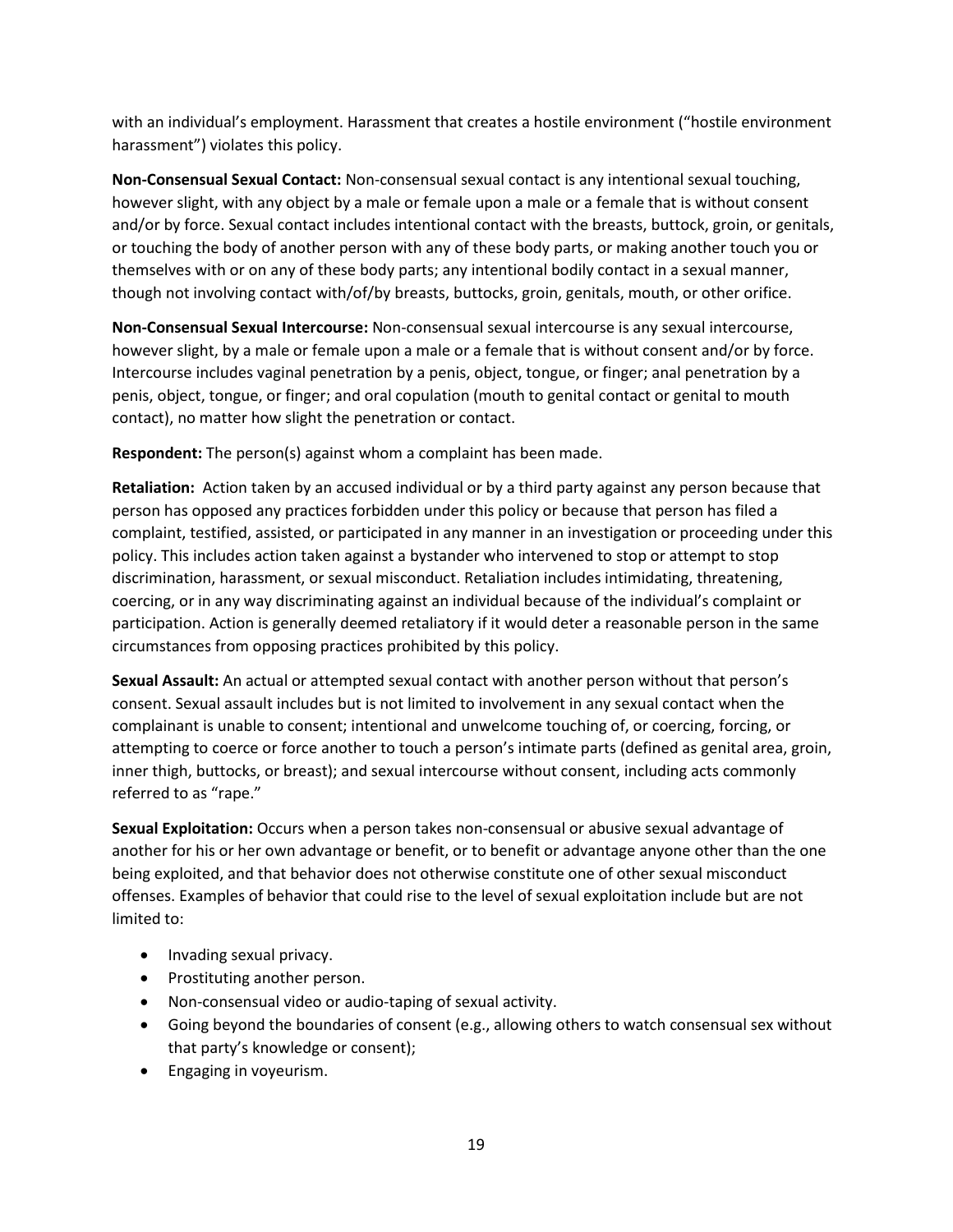with an individual's employment. Harassment that creates a hostile environment ("hostile environment harassment") violates this policy.

**Non-Consensual Sexual Contact:** Non-consensual sexual contact is any intentional sexual touching, however slight, with any object by a male or female upon a male or a female that is without consent and/or by force. Sexual contact includes intentional contact with the breasts, buttock, groin, or genitals, or touching the body of another person with any of these body parts, or making another touch you or themselves with or on any of these body parts; any intentional bodily contact in a sexual manner, though not involving contact with/of/by breasts, buttocks, groin, genitals, mouth, or other orifice.

**Non-Consensual Sexual Intercourse:** Non-consensual sexual intercourse is any sexual intercourse, however slight, by a male or female upon a male or a female that is without consent and/or by force. Intercourse includes vaginal penetration by a penis, object, tongue, or finger; anal penetration by a penis, object, tongue, or finger; and oral copulation (mouth to genital contact or genital to mouth contact), no matter how slight the penetration or contact.

**Respondent:** The person(s) against whom a complaint has been made.

**Retaliation:** Action taken by an accused individual or by a third party against any person because that person has opposed any practices forbidden under this policy or because that person has filed a complaint, testified, assisted, or participated in any manner in an investigation or proceeding under this policy. This includes action taken against a bystander who intervened to stop or attempt to stop discrimination, harassment, or sexual misconduct. Retaliation includes intimidating, threatening, coercing, or in any way discriminating against an individual because of the individual's complaint or participation. Action is generally deemed retaliatory if it would deter a reasonable person in the same circumstances from opposing practices prohibited by this policy.

**Sexual Assault:** An actual or attempted sexual contact with another person without that person's consent. Sexual assault includes but is not limited to involvement in any sexual contact when the complainant is unable to consent; intentional and unwelcome touching of, or coercing, forcing, or attempting to coerce or force another to touch a person's intimate parts (defined as genital area, groin, inner thigh, buttocks, or breast); and sexual intercourse without consent, including acts commonly referred to as "rape."

**Sexual Exploitation:** Occurs when a person takes non-consensual or abusive sexual advantage of another for his or her own advantage or benefit, or to benefit or advantage anyone other than the one being exploited, and that behavior does not otherwise constitute one of other sexual misconduct offenses. Examples of behavior that could rise to the level of sexual exploitation include but are not limited to:

- Invading sexual privacy.
- Prostituting another person.
- Non-consensual video or audio-taping of sexual activity.
- Going beyond the boundaries of consent (e.g., allowing others to watch consensual sex without that party's knowledge or consent);
- Engaging in voyeurism.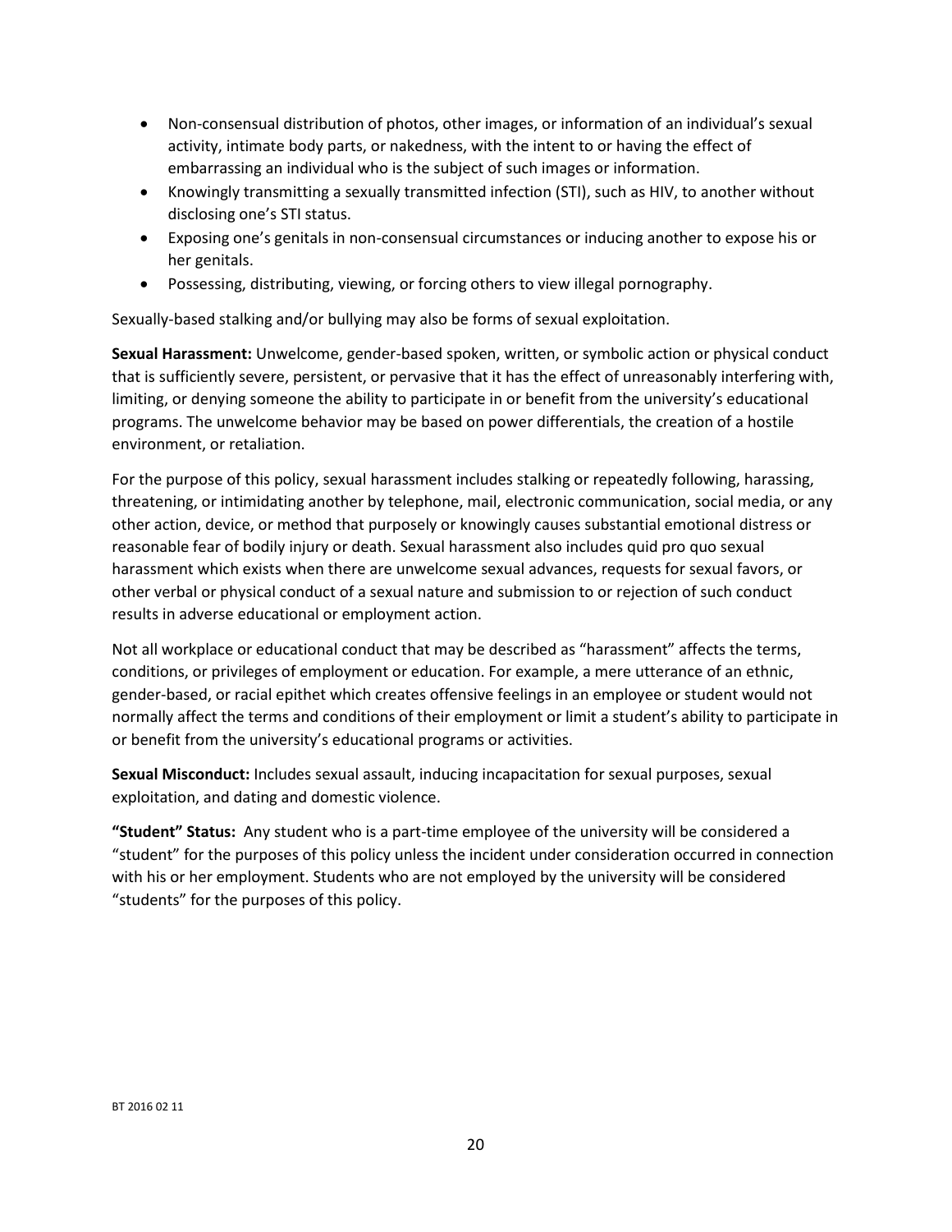- Non-consensual distribution of photos, other images, or information of an individual's sexual activity, intimate body parts, or nakedness, with the intent to or having the effect of embarrassing an individual who is the subject of such images or information.
- Knowingly transmitting a sexually transmitted infection (STI), such as HIV, to another without disclosing one's STI status.
- Exposing one's genitals in non-consensual circumstances or inducing another to expose his or her genitals.
- Possessing, distributing, viewing, or forcing others to view illegal pornography.

Sexually-based stalking and/or bullying may also be forms of sexual exploitation.

**Sexual Harassment:** Unwelcome, gender-based spoken, written, or symbolic action or physical conduct that is sufficiently severe, persistent, or pervasive that it has the effect of unreasonably interfering with, limiting, or denying someone the ability to participate in or benefit from the university's educational programs. The unwelcome behavior may be based on power differentials, the creation of a hostile environment, or retaliation.

For the purpose of this policy, sexual harassment includes stalking or repeatedly following, harassing, threatening, or intimidating another by telephone, mail, electronic communication, social media, or any other action, device, or method that purposely or knowingly causes substantial emotional distress or reasonable fear of bodily injury or death. Sexual harassment also includes quid pro quo sexual harassment which exists when there are unwelcome sexual advances, requests for sexual favors, or other verbal or physical conduct of a sexual nature and submission to or rejection of such conduct results in adverse educational or employment action.

Not all workplace or educational conduct that may be described as "harassment" affects the terms, conditions, or privileges of employment or education. For example, a mere utterance of an ethnic, gender-based, or racial epithet which creates offensive feelings in an employee or student would not normally affect the terms and conditions of their employment or limit a student's ability to participate in or benefit from the university's educational programs or activities.

**Sexual Misconduct:** Includes sexual assault, inducing incapacitation for sexual purposes, sexual exploitation, and dating and domestic violence.

**"Student" Status:** Any student who is a part-time employee of the university will be considered a "student" for the purposes of this policy unless the incident under consideration occurred in connection with his or her employment. Students who are not employed by the university will be considered "students" for the purposes of this policy.